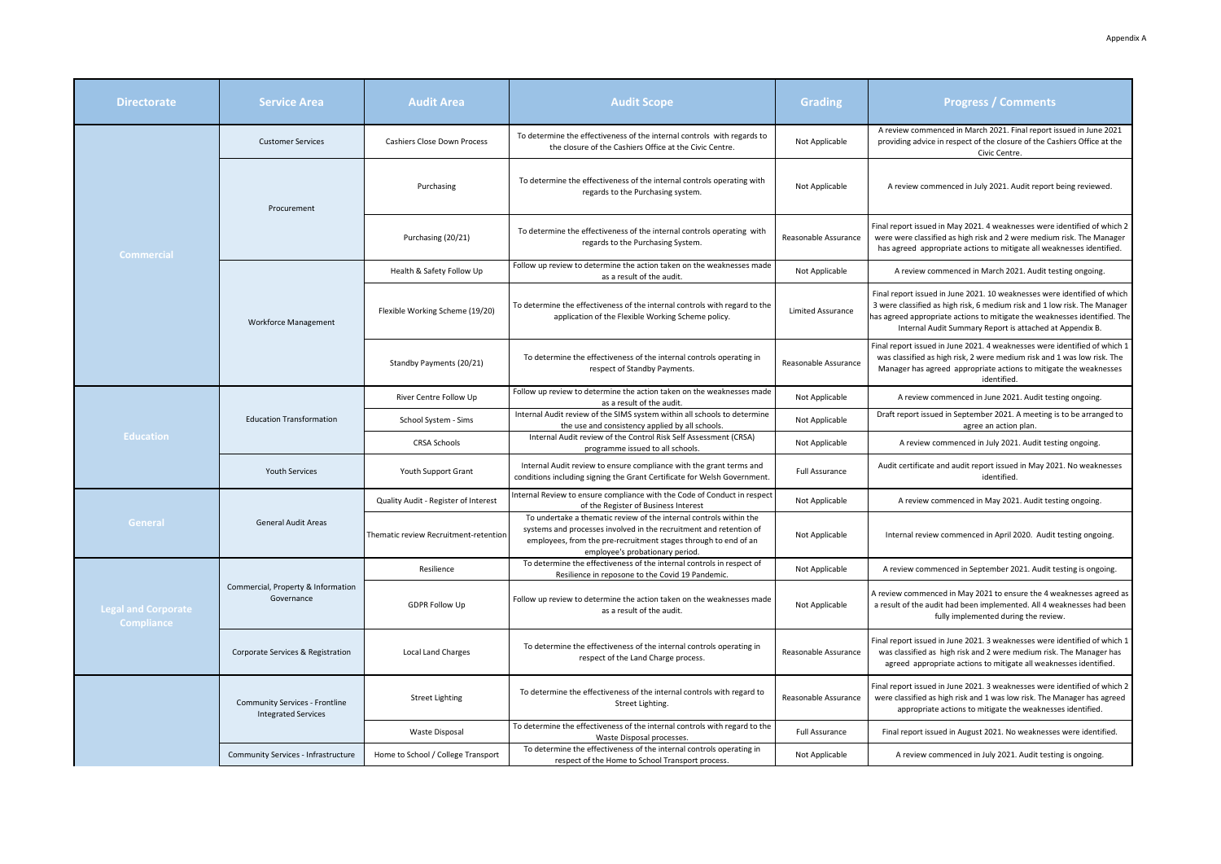Appendix A

| Directorate | Service Area | Audit Area | Audit Scope | Grading | Progress / Comments |
|---|---|---|---|---|---|
| Commercial | Customer Services | Cashiers Close Down Process | To determine the effectiveness of the internal controls with regards to the closure of the Cashiers Office at the Civic Centre. | Not Applicable | A review commenced in March 2021. Final report issued in June 2021 providing advice in respect of the closure of the Cashiers Office at the Civic Centre. |
| | Procurement | Purchasing | To determine the effectiveness of the internal controls operating with regards to the Purchasing system. | Not Applicable | A review commenced in July 2021. Audit report being reviewed. |
| | | Purchasing (20/21) | To determine the effectiveness of the internal controls operating with regards to the Purchasing System. | Reasonable Assurance | Final report issued in May 2021. 4 weaknesses were identified of which 2 were were classified as high risk and 2 were medium risk. The Manager has agreed appropriate actions to mitigate all weaknesses identified. |
| | Workforce Management | Health & Safety Follow Up | Follow up review to determine the action taken on the weaknesses made as a result of the audit. | Not Applicable | A review commenced in March 2021. Audit testing ongoing. |
| | | Flexible Working Scheme (19/20) | To determine the effectiveness of the internal controls with regard to the application of the Flexible Working Scheme policy. | Limited Assurance | Final report issued in June 2021. 10 weaknesses were identified of which 3 were classified as high risk, 6 medium risk and 1 low risk. The Manager has agreed appropriate actions to mitigate the weaknesses identified. The Internal Audit Summary Report is attached at Appendix B. |
| | | Standby Payments (20/21) | To determine the effectiveness of the internal controls operating in respect of Standby Payments. | Reasonable Assurance | Final report issued in June 2021. 4 weaknesses were identified of which 1 was classified as high risk, 2 were medium risk and 1 was low risk. The Manager has agreed appropriate actions to mitigate the weaknesses identified. |
| Education | Education Transformation | River Centre Follow Up | Follow up review to determine the action taken on the weaknesses made as a result of the audit. | Not Applicable | A review commenced in June 2021. Audit testing ongoing. |
| | | School System - Sims | Internal Audit review of the SIMS system within all schools to determine the use and consistency applied by all schools. | Not Applicable | Draft report issued in September 2021. A meeting is to be arranged to agree an action plan. |
| | | CRSA Schools | Internal Audit review of the Control Risk Self Assessment (CRSA) programme issued to all schools. | Not Applicable | A review commenced in July 2021. Audit testing ongoing. |
| | Youth Services | Youth Support Grant | Internal Audit review to ensure compliance with the grant terms and conditions including signing the Grant Certificate for Welsh Government. | Full Assurance | Audit certificate and audit report issued in May 2021. No weaknesses identified. |
| General | General Audit Areas | Quality Audit - Register of Interest | Internal Review to ensure compliance with the Code of Conduct in respect of the Register of Business Interest | Not Applicable | A review commenced in May 2021. Audit testing ongoing. |
| | | Thematic review Recruitment-retention | To undertake a thematic review of the internal controls within the systems and processes involved in the recruitment and retention of employees, from the pre-recruitment stages through to end of an employee's probationary period. | Not Applicable | Internal review commenced in April 2020. Audit testing ongoing. |
| Legal and Corporate Compliance | Commercial, Property & Information Governance | Resilience | To determine the effectiveness of the internal controls in respect of Resilience in reposone to the Covid 19 Pandemic. | Not Applicable | A review commenced in September 2021. Audit testing is ongoing. |
| | | GDPR Follow Up | Follow up review to determine the action taken on the weaknesses made as a result of the audit. | Not Applicable | A review commenced in May 2021 to ensure the 4 weaknesses agreed as a result of the audit had been implemented. All 4 weaknesses had been fully implemented during the review. |
| | Corporate Services & Registration | Local Land Charges | To determine the effectiveness of the internal controls operating in respect of the Land Charge process. | Reasonable Assurance | Final report issued in June 2021. 3 weaknesses were identified of which 1 was classified as high risk and 2 were medium risk. The Manager has agreed appropriate actions to mitigate all weaknesses identified. |
| | Community Services - Frontline Integrated Services | Street Lighting | To determine the effectiveness of the internal controls with regard to Street Lighting. | Reasonable Assurance | Final report issued in June 2021. 3 weaknesses were identified of which 2 were classified as high risk and 1 was low risk. The Manager has agreed appropriate actions to mitigate the weaknesses identified. |
| | | Waste Disposal | To determine the effectiveness of the internal controls with regard to the Waste Disposal processes. | Full Assurance | Final report issued in August 2021. No weaknesses were identified. |
| | Community Services - Infrastructure | Home to School / College Transport | To determine the effectiveness of the internal controls operating in respect of the Home to School Transport process. | Not Applicable | A review commenced in July 2021. Audit testing is ongoing. |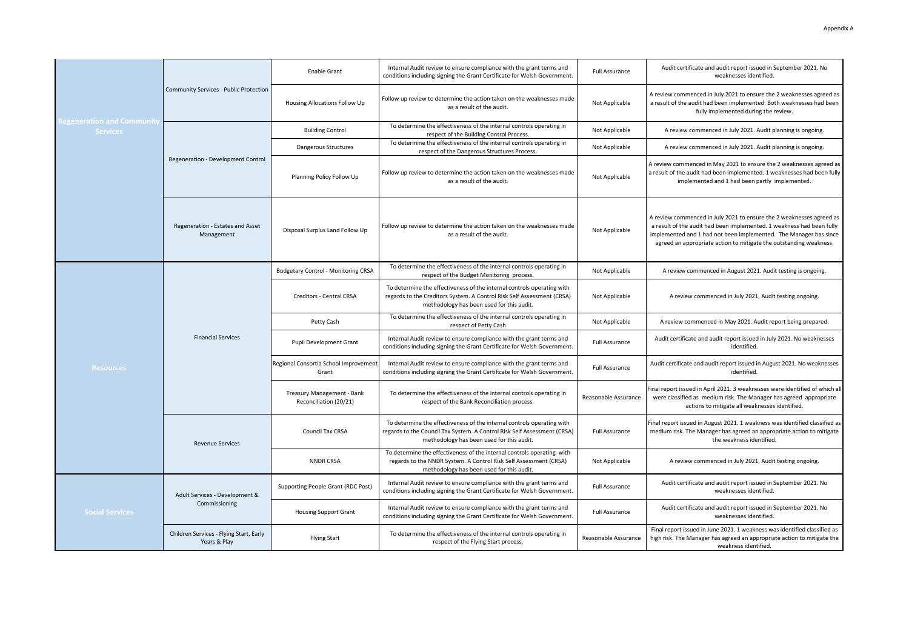Appendix A

| | | | | | |
|---|---|---|---|---|---|
| Regeneration and Community Services | Community Services - Public Protection | Enable Grant | Internal Audit review to ensure compliance with the grant terms and conditions including signing the Grant Certificate for Welsh Government. | Full Assurance | Audit certificate and audit report issued in September 2021. No weaknesses identified. |
| | | Housing Allocations Follow Up | Follow up review to determine the action taken on the weaknesses made as a result of the audit. | Not Applicable | A review commenced in July 2021 to ensure the 2 weaknesses agreed as a result of the audit had been implemented. Both weaknesses had been fully implemented during the review. |
| | Regeneration - Development Control | Building Control | To determine the effectiveness of the internal controls operating in respect of the Building Control Process. | Not Applicable | A review commenced in July 2021. Audit planning is ongoing. |
| | | Dangerous Structures | To determine the effectiveness of the internal controls operating in respect of the Dangerous Structures Process. | Not Applicable | A review commenced in July 2021. Audit planning is ongoing. |
| | | Planning Policy Follow Up | Follow up review to determine the action taken on the weaknesses made as a result of the audit. | Not Applicable | A review commenced in May 2021 to ensure the 2 weaknesses agreed as a result of the audit had been implemented. 1 weaknesses had been fully implemented and 1 had been partly implemented. |
| | Regeneration - Estates and Asset Management | Disposal Surplus Land Follow Up | Follow up review to determine the action taken on the weaknesses made as a result of the audit. | Not Applicable | A review commenced in July 2021 to ensure the 2 weaknesses agreed as a result of the audit had been implemented. 1 weakness had been fully implemented and 1 had not been implemented. The Manager has since agreed an appropriate action to mitigate the outstanding weakness. |
| Resources | Financial Services | Budgetary Control - Monitoring CRSA | To determine the effectiveness of the internal controls operating in respect of the Budget Monitoring process. | Not Applicable | A review commenced in August 2021. Audit testing is ongoing. |
| | | Creditors - Central CRSA | To determine the effectiveness of the internal controls operating with regards to the Creditors System. A Control Risk Self Assessment (CRSA) methodology has been used for this audit. | Not Applicable | A review commenced in July 2021. Audit testing ongoing. |
| | | Petty Cash | To determine the effectiveness of the internal controls operating in respect of Petty Cash | Not Applicable | A review commenced in May 2021. Audit report being prepared. |
| | | Pupil Development Grant | Internal Audit review to ensure compliance with the grant terms and conditions including signing the Grant Certificate for Welsh Government. | Full Assurance | Audit certificate and audit report issued in July 2021. No weaknesses identified. |
| | | Regional Consortia School Improvement Grant | Internal Audit review to ensure compliance with the grant terms and conditions including signing the Grant Certificate for Welsh Government. | Full Assurance | Audit certificate and audit report issued in August 2021. No weaknesses identified. |
| | | Treasury Management - Bank Reconciliation (20/21) | To determine the effectiveness of the internal controls operating in respect of the Bank Reconciliation process. | Reasonable Assurance | Final report issued in April 2021. 3 weaknesses were identified of which all were classified as medium risk. The Manager has agreed appropriate actions to mitigate all weaknesses identified. |
| | Revenue Services | Council Tax CRSA | To determine the effectiveness of the internal controls operating with regards to the Council Tax System. A Control Risk Self Assessment (CRSA) methodology has been used for this audit. | Full Assurance | Final report issued in August 2021. 1 weakness was identified classified as medium risk. The Manager has agreed an appropriate action to mitigate the weakness identified. |
| | | NNDR CRSA | To determine the effectiveness of the internal controls operating with regards to the NNDR System. A Control Risk Self Assessment (CRSA) methodology has been used for this audit. | Not Applicable | A review commenced in July 2021. Audit testing ongoing. |
| Social Services | Adult Services - Development & Commissioning | Supporting People Grant (RDC Post) | Internal Audit review to ensure compliance with the grant terms and conditions including signing the Grant Certificate for Welsh Government. | Full Assurance | Audit certificate and audit report issued in September 2021. No weaknesses identified. |
| | | Housing Support Grant | Internal Audit review to ensure compliance with the grant terms and conditions including signing the Grant Certificate for Welsh Government. | Full Assurance | Audit certificate and audit report issued in September 2021. No weaknesses identified. |
| | Children Services - Flying Start, Early Years & Play | Flying Start | To determine the effectiveness of the internal controls operating in respect of the Flying Start process. | Reasonable Assurance | Final report issued in June 2021. 1 weakness was identified classified as high risk. The Manager has agreed an appropriate action to mitigate the weakness identified. |